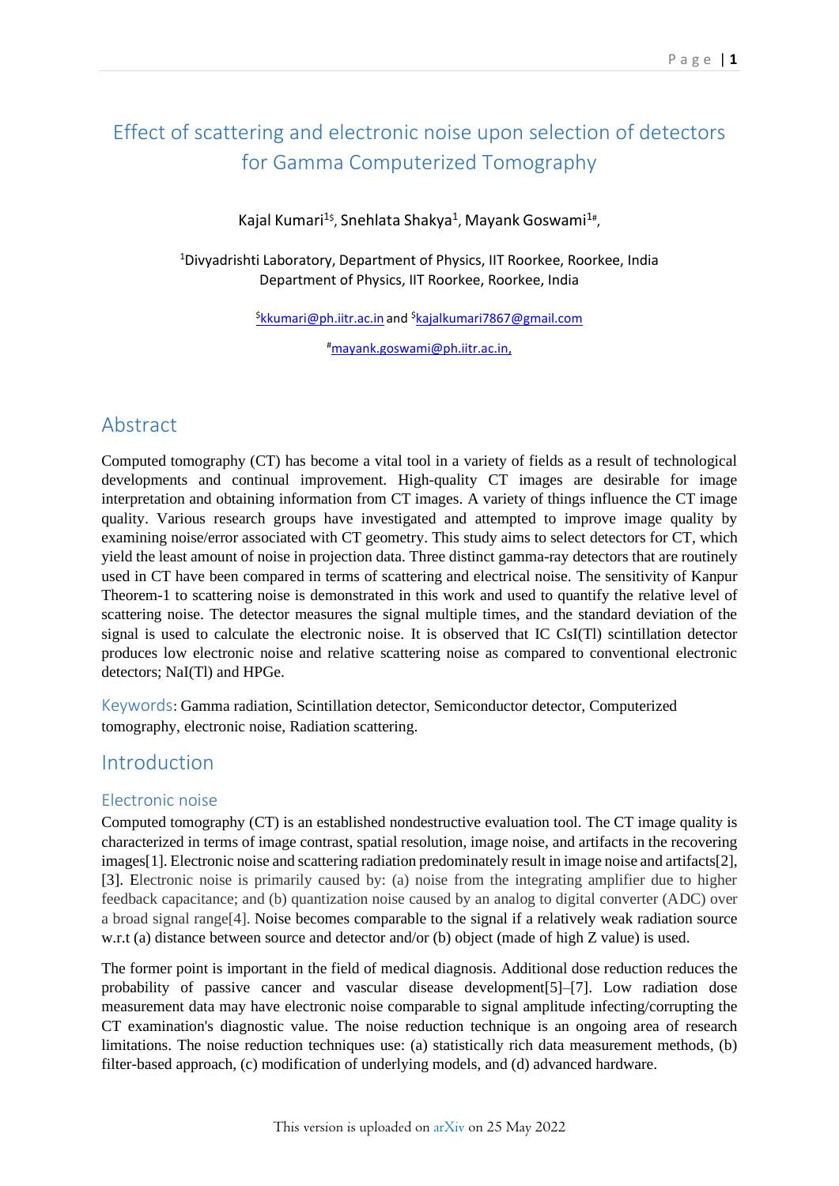# Effect of scattering and electronic noise upon selection of detectors for Gamma Computerized Tomography

Kajal Kumari[1$], Snehlata Shakya[1], Mayank Goswami[1#],

[1]Divyadrishti Laboratory, Department of Physics, IIT Roorkee, Roorkee, India
Department of Physics, IIT Roorkee, Roorkee, India

[$]kkumari@ph.iitr.ac.in and [$]kajalkumari7867@gmail.com

[#]mayank.goswami@ph.iitr.ac.in,

## Abstract

Computed tomography (CT) has become a vital tool in a variety of fields as a result of technological developments and continual improvement. High-quality CT images are desirable for image interpretation and obtaining information from CT images. A variety of things influence the CT image quality. Various research groups have investigated and attempted to improve image quality by examining noise/error associated with CT geometry. This study aims to select detectors for CT, which yield the least amount of noise in projection data. Three distinct gamma-ray detectors that are routinely used in CT have been compared in terms of scattering and electrical noise. The sensitivity of Kanpur Theorem-1 to scattering noise is demonstrated in this work and used to quantify the relative level of scattering noise. The detector measures the signal multiple times, and the standard deviation of the signal is used to calculate the electronic noise. It is observed that IC CsI(Tl) scintillation detector produces low electronic noise and relative scattering noise as compared to conventional electronic detectors; NaI(Tl) and HPGe.

Keywords: Gamma radiation, Scintillation detector, Semiconductor detector, Computerized tomography, electronic noise, Radiation scattering.

## Introduction

### Electronic noise

Computed tomography (CT) is an established nondestructive evaluation tool. The CT image quality is characterized in terms of image contrast, spatial resolution, image noise, and artifacts in the recovering images[1]. Electronic noise and scattering radiation predominately result in image noise and artifacts[2], [3]. Electronic noise is primarily caused by: (a) noise from the integrating amplifier due to higher feedback capacitance; and (b) quantization noise caused by an analog to digital converter (ADC) over a broad signal range[4]. Noise becomes comparable to the signal if a relatively weak radiation source w.r.t (a) distance between source and detector and/or (b) object (made of high Z value) is used.

The former point is important in the field of medical diagnosis. Additional dose reduction reduces the probability of passive cancer and vascular disease development[5]–[7]. Low radiation dose measurement data may have electronic noise comparable to signal amplitude infecting/corrupting the CT examination's diagnostic value. The noise reduction technique is an ongoing area of research limitations. The noise reduction techniques use: (a) statistically rich data measurement methods, (b) filter-based approach, (c) modification of underlying models, and (d) advanced hardware.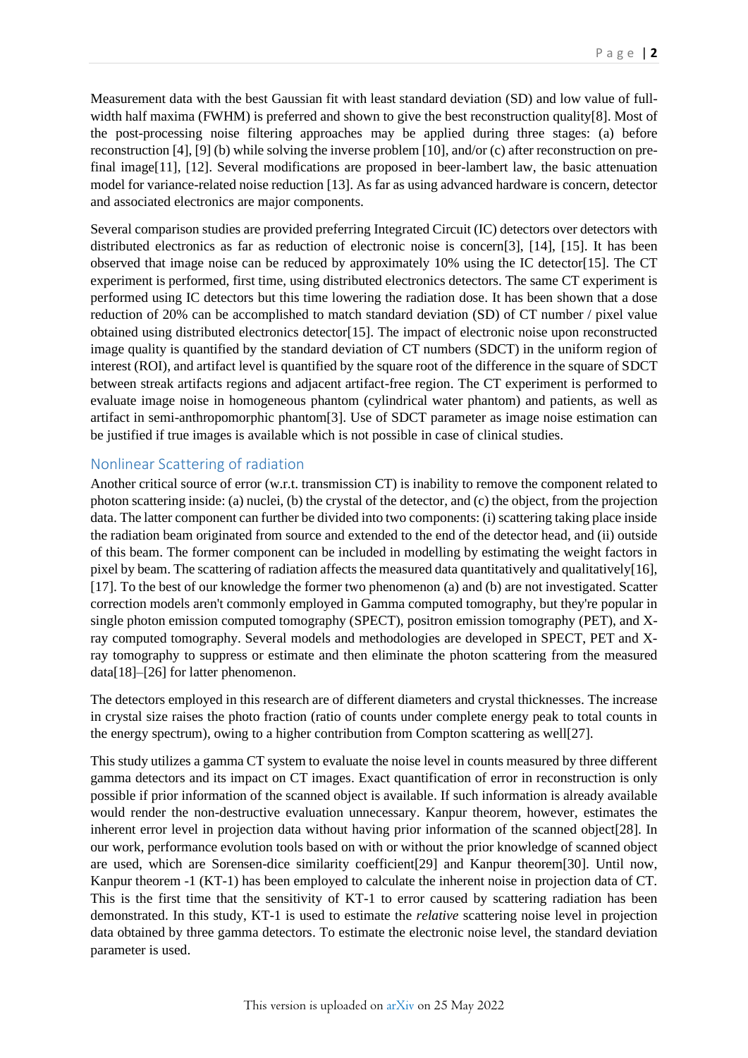Measurement data with the best Gaussian fit with least standard deviation (SD) and low value of full-width half maxima (FWHM) is preferred and shown to give the best reconstruction quality[8]. Most of the post-processing noise filtering approaches may be applied during three stages: (a) before reconstruction [4], [9] (b) while solving the inverse problem [10], and/or (c) after reconstruction on pre-final image[11], [12]. Several modifications are proposed in beer-lambert law, the basic attenuation model for variance-related noise reduction [13]. As far as using advanced hardware is concern, detector and associated electronics are major components.

Several comparison studies are provided preferring Integrated Circuit (IC) detectors over detectors with distributed electronics as far as reduction of electronic noise is concern[3], [14], [15]. It has been observed that image noise can be reduced by approximately 10% using the IC detector[15]. The CT experiment is performed, first time, using distributed electronics detectors. The same CT experiment is performed using IC detectors but this time lowering the radiation dose. It has been shown that a dose reduction of 20% can be accomplished to match standard deviation (SD) of CT number / pixel value obtained using distributed electronics detector[15]. The impact of electronic noise upon reconstructed image quality is quantified by the standard deviation of CT numbers (SDCT) in the uniform region of interest (ROI), and artifact level is quantified by the square root of the difference in the square of SDCT between streak artifacts regions and adjacent artifact-free region. The CT experiment is performed to evaluate image noise in homogeneous phantom (cylindrical water phantom) and patients, as well as artifact in semi-anthropomorphic phantom[3]. Use of SDCT parameter as image noise estimation can be justified if true images is available which is not possible in case of clinical studies.

## Nonlinear Scattering of radiation

Another critical source of error (w.r.t. transmission CT) is inability to remove the component related to photon scattering inside: (a) nuclei, (b) the crystal of the detector, and (c) the object, from the projection data. The latter component can further be divided into two components: (i) scattering taking place inside the radiation beam originated from source and extended to the end of the detector head, and (ii) outside of this beam. The former component can be included in modelling by estimating the weight factors in pixel by beam. The scattering of radiation affects the measured data quantitatively and qualitatively[16], [17]. To the best of our knowledge the former two phenomenon (a) and (b) are not investigated. Scatter correction models aren't commonly employed in Gamma computed tomography, but they're popular in single photon emission computed tomography (SPECT), positron emission tomography (PET), and X-ray computed tomography. Several models and methodologies are developed in SPECT, PET and X-ray tomography to suppress or estimate and then eliminate the photon scattering from the measured data[18]–[26] for latter phenomenon.

The detectors employed in this research are of different diameters and crystal thicknesses. The increase in crystal size raises the photo fraction (ratio of counts under complete energy peak to total counts in the energy spectrum), owing to a higher contribution from Compton scattering as well[27].

This study utilizes a gamma CT system to evaluate the noise level in counts measured by three different gamma detectors and its impact on CT images. Exact quantification of error in reconstruction is only possible if prior information of the scanned object is available. If such information is already available would render the non-destructive evaluation unnecessary. Kanpur theorem, however, estimates the inherent error level in projection data without having prior information of the scanned object[28]. In our work, performance evolution tools based on with or without the prior knowledge of scanned object are used, which are Sorensen-dice similarity coefficient[29] and Kanpur theorem[30]. Until now, Kanpur theorem -1 (KT-1) has been employed to calculate the inherent noise in projection data of CT. This is the first time that the sensitivity of KT-1 to error caused by scattering radiation has been demonstrated. In this study, KT-1 is used to estimate the *relative* scattering noise level in projection data obtained by three gamma detectors. To estimate the electronic noise level, the standard deviation parameter is used.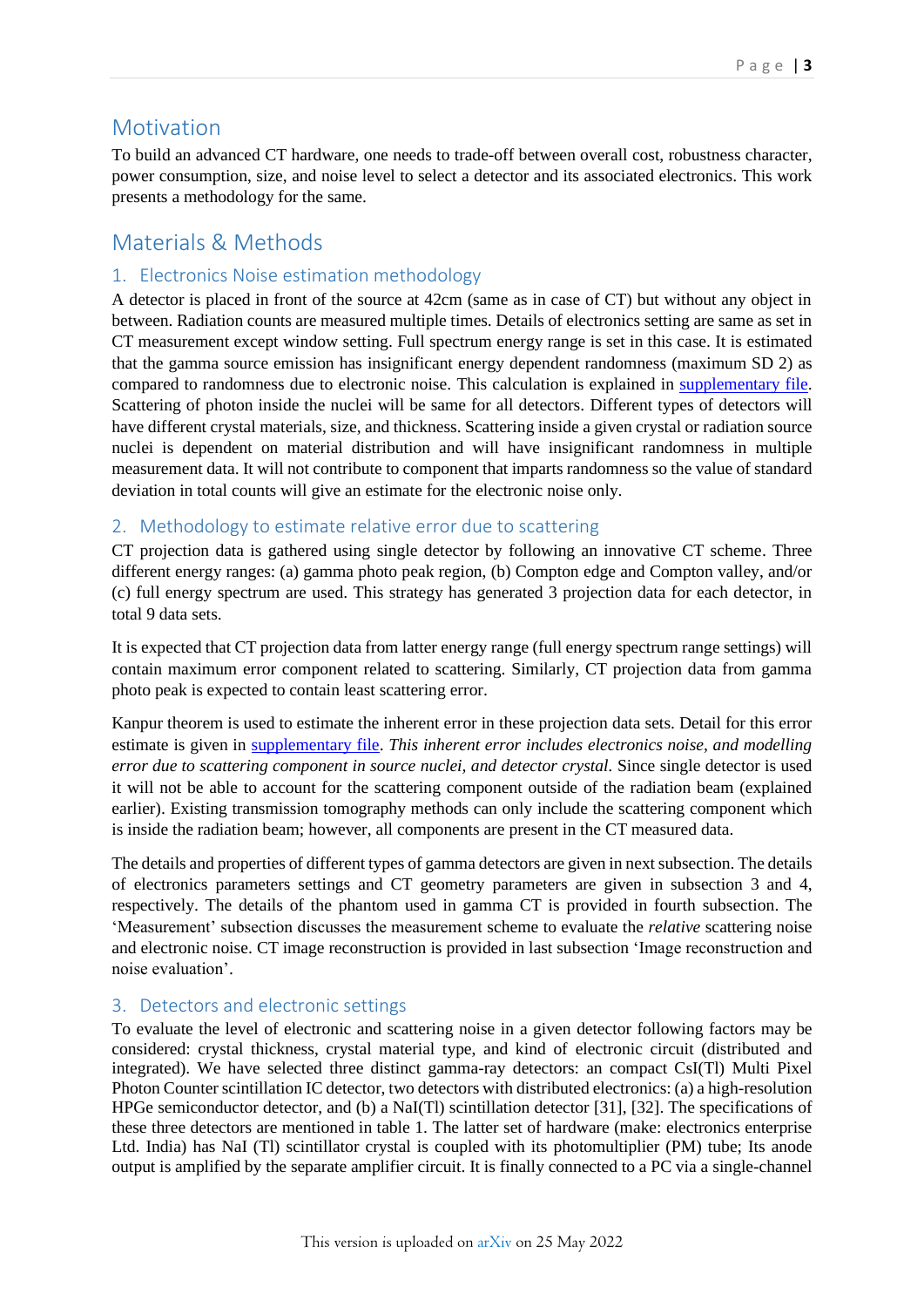## Motivation

To build an advanced CT hardware, one needs to trade-off between overall cost, robustness character, power consumption, size, and noise level to select a detector and its associated electronics. This work presents a methodology for the same.

## Materials & Methods

### 1. Electronics Noise estimation methodology

A detector is placed in front of the source at 42cm (same as in case of CT) but without any object in between. Radiation counts are measured multiple times. Details of electronics setting are same as set in CT measurement except window setting. Full spectrum energy range is set in this case. It is estimated that the gamma source emission has insignificant energy dependent randomness (maximum SD 2) as compared to randomness due to electronic noise. This calculation is explained in supplementary file. Scattering of photon inside the nuclei will be same for all detectors. Different types of detectors will have different crystal materials, size, and thickness. Scattering inside a given crystal or radiation source nuclei is dependent on material distribution and will have insignificant randomness in multiple measurement data. It will not contribute to component that imparts randomness so the value of standard deviation in total counts will give an estimate for the electronic noise only.

### 2. Methodology to estimate relative error due to scattering

CT projection data is gathered using single detector by following an innovative CT scheme. Three different energy ranges: (a) gamma photo peak region, (b) Compton edge and Compton valley, and/or (c) full energy spectrum are used. This strategy has generated 3 projection data for each detector, in total 9 data sets.

It is expected that CT projection data from latter energy range (full energy spectrum range settings) will contain maximum error component related to scattering. Similarly, CT projection data from gamma photo peak is expected to contain least scattering error.

Kanpur theorem is used to estimate the inherent error in these projection data sets. Detail for this error estimate is given in supplementary file. *This inherent error includes electronics noise, and modelling error due to scattering component in source nuclei, and detector crystal.* Since single detector is used it will not be able to account for the scattering component outside of the radiation beam (explained earlier). Existing transmission tomography methods can only include the scattering component which is inside the radiation beam; however, all components are present in the CT measured data.

The details and properties of different types of gamma detectors are given in next subsection. The details of electronics parameters settings and CT geometry parameters are given in subsection 3 and 4, respectively. The details of the phantom used in gamma CT is provided in fourth subsection. The 'Measurement' subsection discusses the measurement scheme to evaluate the *relative* scattering noise and electronic noise. CT image reconstruction is provided in last subsection 'Image reconstruction and noise evaluation'.

### 3. Detectors and electronic settings

To evaluate the level of electronic and scattering noise in a given detector following factors may be considered: crystal thickness, crystal material type, and kind of electronic circuit (distributed and integrated). We have selected three distinct gamma-ray detectors: an compact CsI(Tl) Multi Pixel Photon Counter scintillation IC detector, two detectors with distributed electronics: (a) a high-resolution HPGe semiconductor detector, and (b) a NaI(Tl) scintillation detector [31], [32]. The specifications of these three detectors are mentioned in table 1. The latter set of hardware (make: electronics enterprise Ltd. India) has NaI (Tl) scintillator crystal is coupled with its photomultiplier (PM) tube; Its anode output is amplified by the separate amplifier circuit. It is finally connected to a PC via a single-channel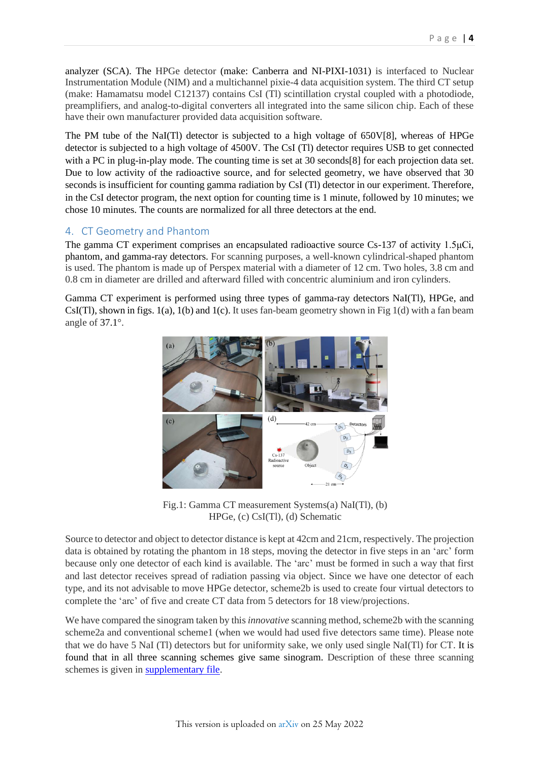analyzer (SCA). The HPGe detector (make: Canberra and NI-PIXI-1031) is interfaced to Nuclear Instrumentation Module (NIM) and a multichannel pixie-4 data acquisition system. The third CT setup (make: Hamamatsu model C12137) contains CsI (Tl) scintillation crystal coupled with a photodiode, preamplifiers, and analog-to-digital converters all integrated into the same silicon chip. Each of these have their own manufacturer provided data acquisition software.

The PM tube of the NaI(Tl) detector is subjected to a high voltage of 650V[8], whereas of HPGe detector is subjected to a high voltage of 4500V. The CsI (Tl) detector requires USB to get connected with a PC in plug-in-play mode. The counting time is set at 30 seconds[8] for each projection data set. Due to low activity of the radioactive source, and for selected geometry, we have observed that 30 seconds is insufficient for counting gamma radiation by CsI (Tl) detector in our experiment. Therefore, in the CsI detector program, the next option for counting time is 1 minute, followed by 10 minutes; we chose 10 minutes. The counts are normalized for all three detectors at the end.

## 4. CT Geometry and Phantom

The gamma CT experiment comprises an encapsulated radioactive source Cs-137 of activity 1.5μCi, phantom, and gamma-ray detectors. For scanning purposes, a well-known cylindrical-shaped phantom is used. The phantom is made up of Perspex material with a diameter of 12 cm. Two holes, 3.8 cm and 0.8 cm in diameter are drilled and afterward filled with concentric aluminium and iron cylinders.

Gamma CT experiment is performed using three types of gamma-ray detectors NaI(Tl), HPGe, and CsI(Tl), shown in figs. 1(a), 1(b) and 1(c). It uses fan-beam geometry shown in Fig 1(d) with a fan beam angle of 37.1°.

Fig.1: Gamma CT measurement Systems(a) NaI(Tl), (b) HPGe, (c) CsI(Tl), (d) Schematic

Source to detector and object to detector distance is kept at 42cm and 21cm, respectively. The projection data is obtained by rotating the phantom in 18 steps, moving the detector in five steps in an 'arc' form because only one detector of each kind is available. The 'arc' must be formed in such a way that first and last detector receives spread of radiation passing via object. Since we have one detector of each type, and its not advisable to move HPGe detector, scheme2b is used to create four virtual detectors to complete the 'arc' of five and create CT data from 5 detectors for 18 view/projections.

We have compared the sinogram taken by this *innovative* scanning method, scheme2b with the scanning scheme2a and conventional scheme1 (when we would had used five detectors same time). Please note that we do have 5 NaI (Tl) detectors but for uniformity sake, we only used single NaI(Tl) for CT. It is found that in all three scanning schemes give same sinogram. Description of these three scanning schemes is given in supplementary file.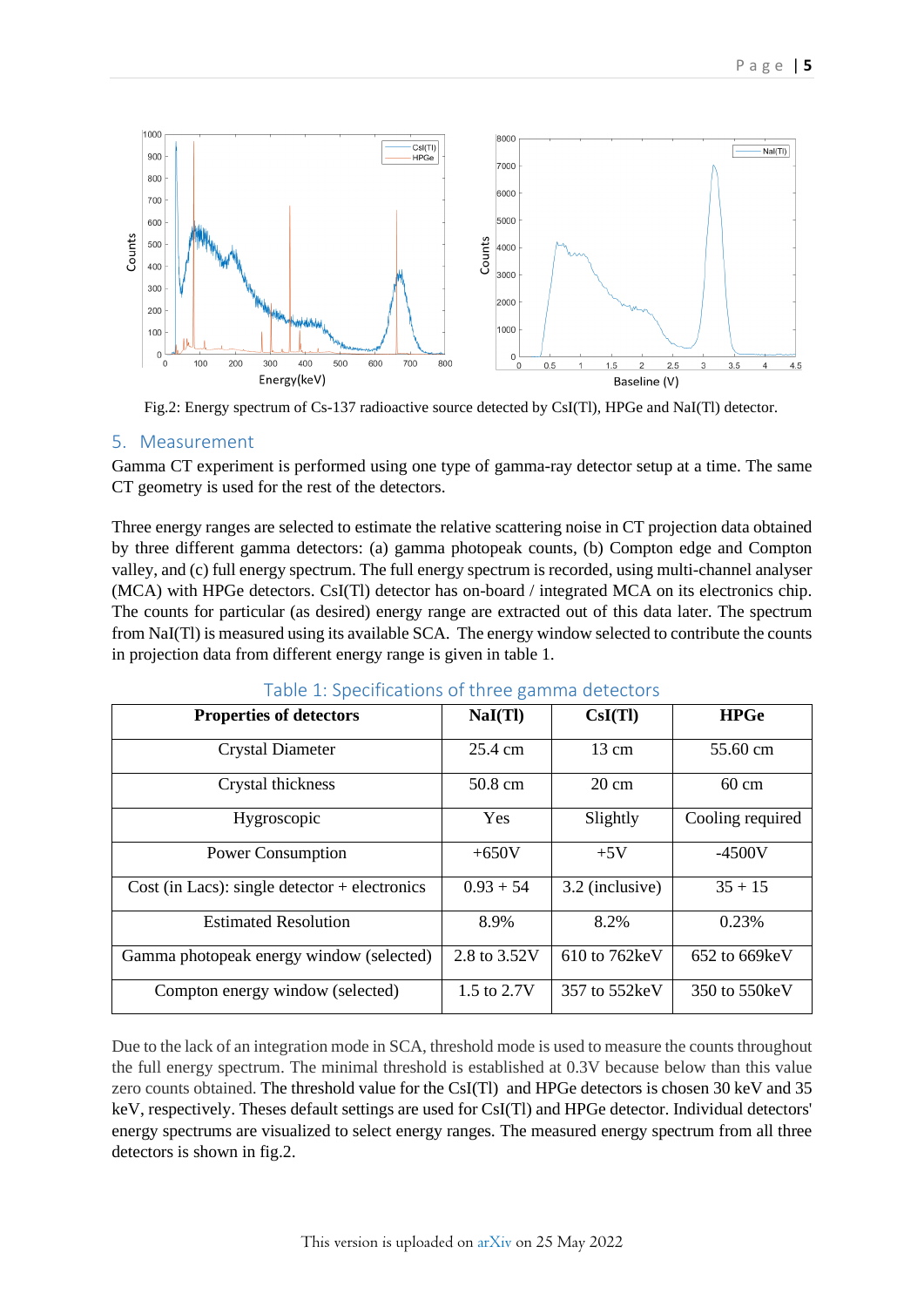Fig.2: Energy spectrum of Cs-137 radioactive source detected by CsI(Tl), HPGe and NaI(Tl) detector.

## 5. Measurement

Gamma CT experiment is performed using one type of gamma-ray detector setup at a time. The same CT geometry is used for the rest of the detectors.

Three energy ranges are selected to estimate the relative scattering noise in CT projection data obtained by three different gamma detectors: (a) gamma photopeak counts, (b) Compton edge and Compton valley, and (c) full energy spectrum. The full energy spectrum is recorded, using multi-channel analyser (MCA) with HPGe detectors. CsI(Tl) detector has on-board / integrated MCA on its electronics chip. The counts for particular (as desired) energy range are extracted out of this data later. The spectrum from NaI(Tl) is measured using its available SCA. The energy window selected to contribute the counts in projection data from different energy range is given in table 1.

Table 1: Specifications of three gamma detectors

| Properties of detectors | NaI(Tl) | CsI(Tl) | HPGe |
|---|---|---|---|
| Crystal Diameter | 25.4 cm | 13 cm | 55.60 cm |
| Crystal thickness | 50.8 cm | 20 cm | 60 cm |
| Hygroscopic | Yes | Slightly | Cooling required |
| Power Consumption | +650V | +5V | -4500V |
| Cost (in Lacs): single detector + electronics | 0.93 + 54 | 3.2 (inclusive) | 35 + 15 |
| Estimated Resolution | 8.9% | 8.2% | 0.23% |
| Gamma photopeak energy window (selected) | 2.8 to 3.52V | 610 to 762keV | 652 to 669keV |
| Compton energy window (selected) | 1.5 to 2.7V | 357 to 552keV | 350 to 550keV |

Due to the lack of an integration mode in SCA, threshold mode is used to measure the counts throughout the full energy spectrum. The minimal threshold is established at 0.3V because below than this value zero counts obtained. The threshold value for the CsI(Tl) and HPGe detectors is chosen 30 keV and 35 keV, respectively. Theses default settings are used for CsI(Tl) and HPGe detector. Individual detectors' energy spectrums are visualized to select energy ranges. The measured energy spectrum from all three detectors is shown in fig.2.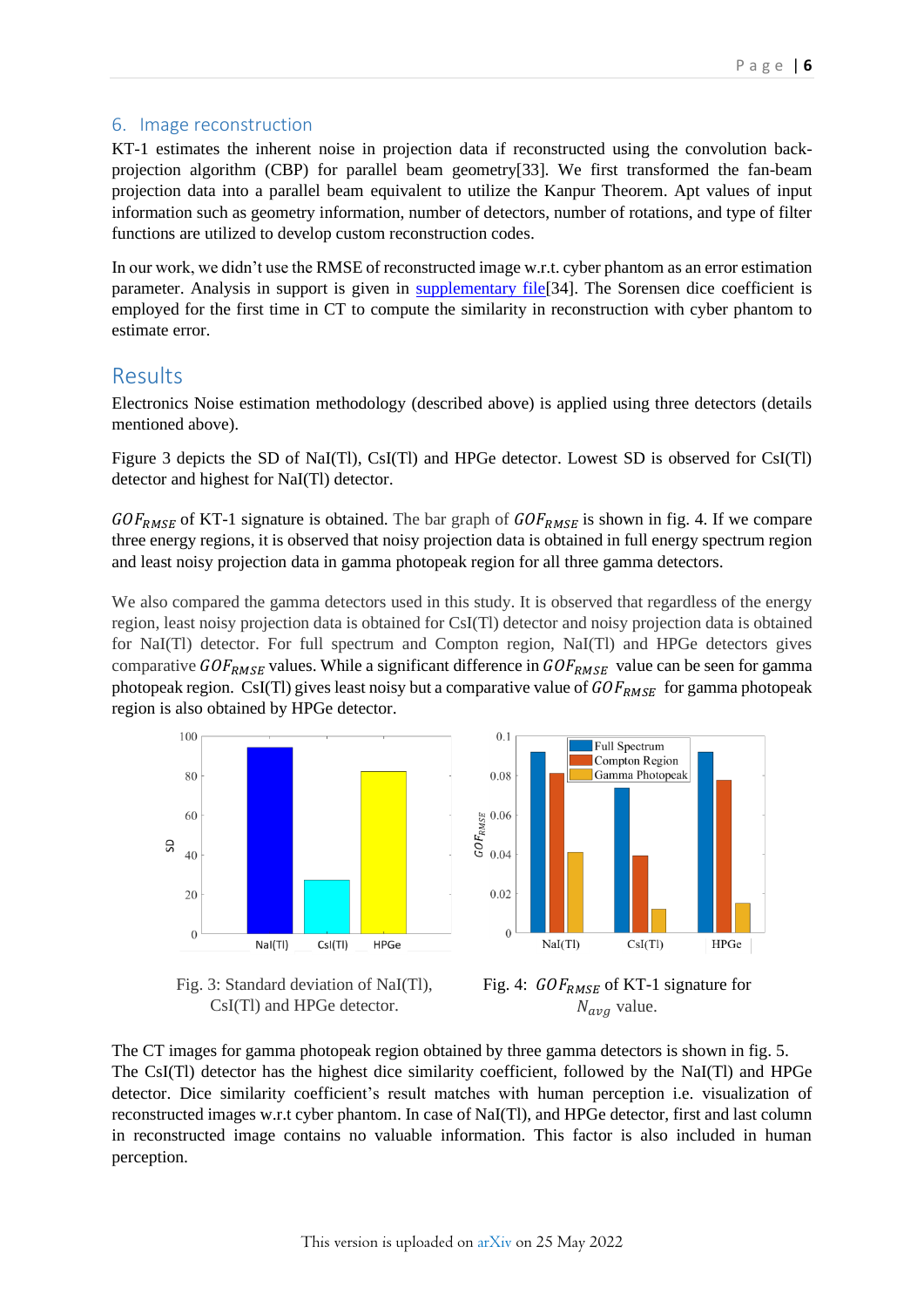## 6. Image reconstruction

KT-1 estimates the inherent noise in projection data if reconstructed using the convolution back-projection algorithm (CBP) for parallel beam geometry[33]. We first transformed the fan-beam projection data into a parallel beam equivalent to utilize the Kanpur Theorem. Apt values of input information such as geometry information, number of detectors, number of rotations, and type of filter functions are utilized to develop custom reconstruction codes.

In our work, we didn't use the RMSE of reconstructed image w.r.t. cyber phantom as an error estimation parameter. Analysis in support is given in supplementary file[34]. The Sorensen dice coefficient is employed for the first time in CT to compute the similarity in reconstruction with cyber phantom to estimate error.

# Results

Electronics Noise estimation methodology (described above) is applied using three detectors (details mentioned above).

Figure 3 depicts the SD of NaI(Tl), CsI(Tl) and HPGe detector. Lowest SD is observed for CsI(Tl) detector and highest for NaI(Tl) detector.

$GOF_{RMSE}$ of KT-1 signature is obtained. The bar graph of $GOF_{RMSE}$ is shown in fig. 4. If we compare three energy regions, it is observed that noisy projection data is obtained in full energy spectrum region and least noisy projection data in gamma photopeak region for all three gamma detectors.

We also compared the gamma detectors used in this study. It is observed that regardless of the energy region, least noisy projection data is obtained for CsI(Tl) detector and noisy projection data is obtained for NaI(Tl) detector. For full spectrum and Compton region, NaI(Tl) and HPGe detectors gives comparative $GOF_{RMSE}$ values. While a significant difference in $GOF_{RMSE}$ value can be seen for gamma photopeak region. CsI(Tl) gives least noisy but a comparative value of $GOF_{RMSE}$ for gamma photopeak region is also obtained by HPGe detector.

Fig. 3: Standard deviation of NaI(Tl), CsI(Tl) and HPGe detector.

Fig. 4: $GOF_{RMSE}$ of KT-1 signature for $N_{avg}$ value.

The CT images for gamma photopeak region obtained by three gamma detectors is shown in fig. 5. The CsI(Tl) detector has the highest dice similarity coefficient, followed by the NaI(Tl) and HPGe detector. Dice similarity coefficient's result matches with human perception i.e. visualization of reconstructed images w.r.t cyber phantom. In case of NaI(Tl), and HPGe detector, first and last column in reconstructed image contains no valuable information. This factor is also included in human perception.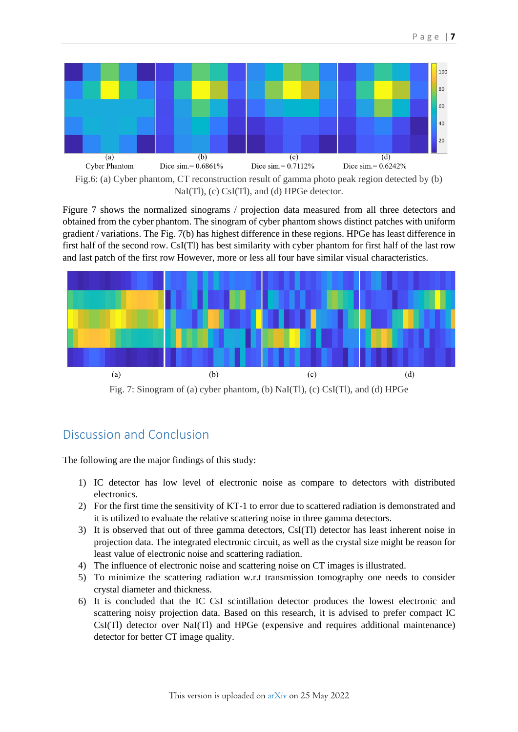(a) Cyber Phantom | (b) Dice sim.= 0.6861% | (c) Dice sim.= 0.7112% | (d) Dice sim.= 0.6242%

Fig.6: (a) Cyber phantom, CT reconstruction result of gamma photo peak region detected by (b) NaI(Tl), (c) CsI(Tl), and (d) HPGe detector.

Figure 7 shows the normalized sinograms / projection data measured from all three detectors and obtained from the cyber phantom. The sinogram of cyber phantom shows distinct patches with uniform gradient / variations. The Fig. 7(b) has highest difference in these regions. HPGe has least difference in first half of the second row. CsI(Tl) has best similarity with cyber phantom for first half of the last row and last patch of the first row However, more or less all four have similar visual characteristics.

(a) (b) (c) (d)

Fig. 7: Sinogram of (a) cyber phantom, (b) NaI(Tl), (c) CsI(Tl), and (d) HPGe

## Discussion and Conclusion

The following are the major findings of this study:

1) IC detector has low level of electronic noise as compare to detectors with distributed electronics.
2) For the first time the sensitivity of KT-1 to error due to scattered radiation is demonstrated and it is utilized to evaluate the relative scattering noise in three gamma detectors.
3) It is observed that out of three gamma detectors, CsI(Tl) detector has least inherent noise in projection data. The integrated electronic circuit, as well as the crystal size might be reason for least value of electronic noise and scattering radiation.
4) The influence of electronic noise and scattering noise on CT images is illustrated.
5) To minimize the scattering radiation w.r.t transmission tomography one needs to consider crystal diameter and thickness.
6) It is concluded that the IC CsI scintillation detector produces the lowest electronic and scattering noisy projection data. Based on this research, it is advised to prefer compact IC CsI(Tl) detector over NaI(Tl) and HPGe (expensive and requires additional maintenance) detector for better CT image quality.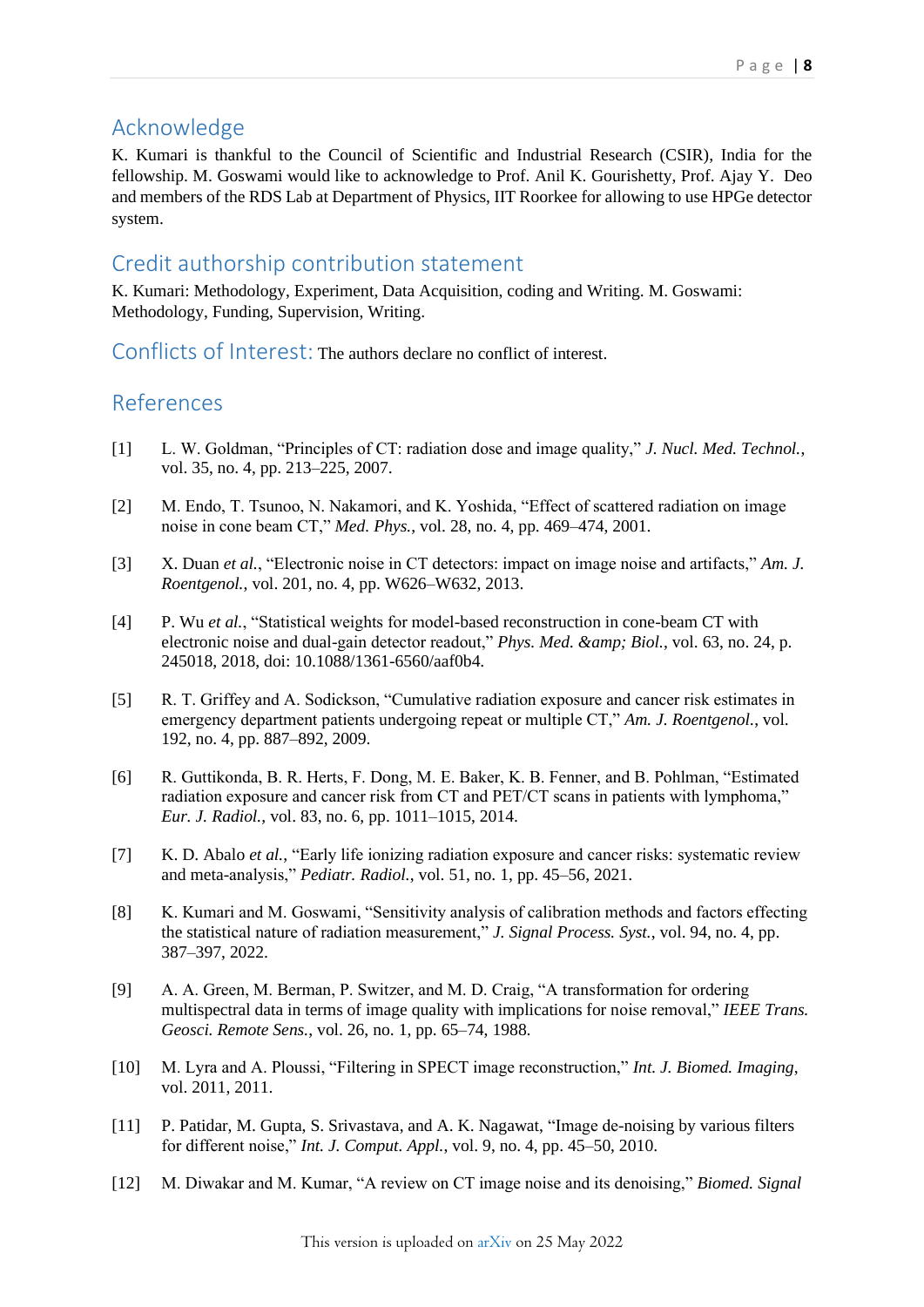## Acknowledge

K. Kumari is thankful to the Council of Scientific and Industrial Research (CSIR), India for the fellowship. M. Goswami would like to acknowledge to Prof. Anil K. Gourishetty, Prof. Ajay Y. Deo and members of the RDS Lab at Department of Physics, IIT Roorkee for allowing to use HPGe detector system.

## Credit authorship contribution statement

K. Kumari: Methodology, Experiment, Data Acquisition, coding and Writing. M. Goswami: Methodology, Funding, Supervision, Writing.

## Conflicts of Interest:

The authors declare no conflict of interest.

## References

[1] L. W. Goldman, "Principles of CT: radiation dose and image quality," *J. Nucl. Med. Technol.*, vol. 35, no. 4, pp. 213–225, 2007.

[2] M. Endo, T. Tsunoo, N. Nakamori, and K. Yoshida, "Effect of scattered radiation on image noise in cone beam CT," *Med. Phys.*, vol. 28, no. 4, pp. 469–474, 2001.

[3] X. Duan *et al.*, "Electronic noise in CT detectors: impact on image noise and artifacts," *Am. J. Roentgenol.*, vol. 201, no. 4, pp. W626–W632, 2013.

[4] P. Wu *et al.*, "Statistical weights for model-based reconstruction in cone-beam CT with electronic noise and dual-gain detector readout," *Phys. Med. &amp; Biol.*, vol. 63, no. 24, p. 245018, 2018, doi: 10.1088/1361-6560/aaf0b4.

[5] R. T. Griffey and A. Sodickson, "Cumulative radiation exposure and cancer risk estimates in emergency department patients undergoing repeat or multiple CT," *Am. J. Roentgenol.*, vol. 192, no. 4, pp. 887–892, 2009.

[6] R. Guttikonda, B. R. Herts, F. Dong, M. E. Baker, K. B. Fenner, and B. Pohlman, "Estimated radiation exposure and cancer risk from CT and PET/CT scans in patients with lymphoma," *Eur. J. Radiol.*, vol. 83, no. 6, pp. 1011–1015, 2014.

[7] K. D. Abalo *et al.*, "Early life ionizing radiation exposure and cancer risks: systematic review and meta-analysis," *Pediatr. Radiol.*, vol. 51, no. 1, pp. 45–56, 2021.

[8] K. Kumari and M. Goswami, "Sensitivity analysis of calibration methods and factors effecting the statistical nature of radiation measurement," *J. Signal Process. Syst.*, vol. 94, no. 4, pp. 387–397, 2022.

[9] A. A. Green, M. Berman, P. Switzer, and M. D. Craig, "A transformation for ordering multispectral data in terms of image quality with implications for noise removal," *IEEE Trans. Geosci. Remote Sens.*, vol. 26, no. 1, pp. 65–74, 1988.

[10] M. Lyra and A. Ploussi, "Filtering in SPECT image reconstruction," *Int. J. Biomed. Imaging*, vol. 2011, 2011.

[11] P. Patidar, M. Gupta, S. Srivastava, and A. K. Nagawat, "Image de-noising by various filters for different noise," *Int. J. Comput. Appl.*, vol. 9, no. 4, pp. 45–50, 2010.

[12] M. Diwakar and M. Kumar, "A review on CT image noise and its denoising," *Biomed. Signal*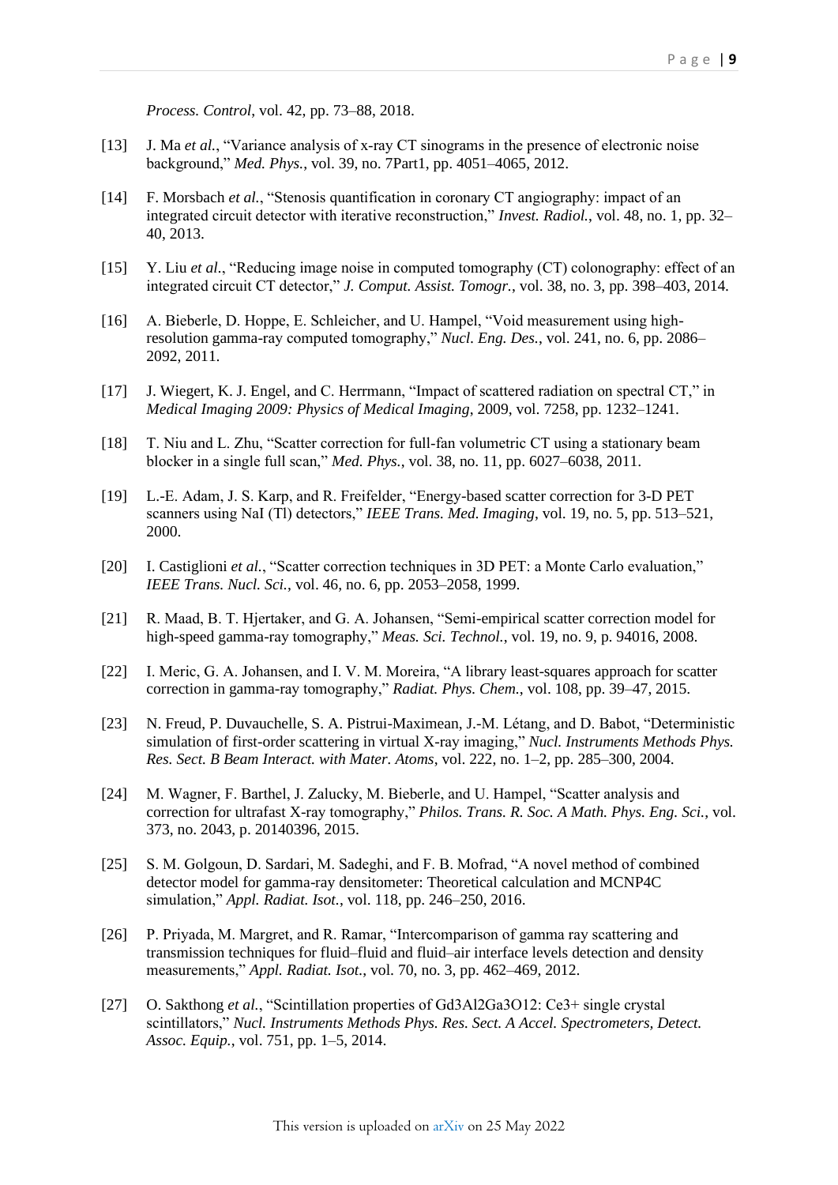*Process. Control*, vol. 42, pp. 73–88, 2018.

[13] J. Ma *et al.*, “Variance analysis of x-ray CT sinograms in the presence of electronic noise background,” *Med. Phys.*, vol. 39, no. 7Part1, pp. 4051–4065, 2012.

[14] F. Morsbach *et al.*, “Stenosis quantification in coronary CT angiography: impact of an integrated circuit detector with iterative reconstruction,” *Invest. Radiol.*, vol. 48, no. 1, pp. 32–40, 2013.

[15] Y. Liu *et al.*, “Reducing image noise in computed tomography (CT) colonography: effect of an integrated circuit CT detector,” *J. Comput. Assist. Tomogr.*, vol. 38, no. 3, pp. 398–403, 2014.

[16] A. Bieberle, D. Hoppe, E. Schleicher, and U. Hampel, “Void measurement using high-resolution gamma-ray computed tomography,” *Nucl. Eng. Des.*, vol. 241, no. 6, pp. 2086–2092, 2011.

[17] J. Wiegert, K. J. Engel, and C. Herrmann, “Impact of scattered radiation on spectral CT,” in *Medical Imaging 2009: Physics of Medical Imaging*, 2009, vol. 7258, pp. 1232–1241.

[18] T. Niu and L. Zhu, “Scatter correction for full-fan volumetric CT using a stationary beam blocker in a single full scan,” *Med. Phys.*, vol. 38, no. 11, pp. 6027–6038, 2011.

[19] L.-E. Adam, J. S. Karp, and R. Freifelder, “Energy-based scatter correction for 3-D PET scanners using NaI (Tl) detectors,” *IEEE Trans. Med. Imaging*, vol. 19, no. 5, pp. 513–521, 2000.

[20] I. Castiglioni *et al.*, “Scatter correction techniques in 3D PET: a Monte Carlo evaluation,” *IEEE Trans. Nucl. Sci.*, vol. 46, no. 6, pp. 2053–2058, 1999.

[21] R. Maad, B. T. Hjertaker, and G. A. Johansen, “Semi-empirical scatter correction model for high-speed gamma-ray tomography,” *Meas. Sci. Technol.*, vol. 19, no. 9, p. 94016, 2008.

[22] I. Meric, G. A. Johansen, and I. V. M. Moreira, “A library least-squares approach for scatter correction in gamma-ray tomography,” *Radiat. Phys. Chem.*, vol. 108, pp. 39–47, 2015.

[23] N. Freud, P. Duvauchelle, S. A. Pistrui-Maximean, J.-M. Létang, and D. Babot, “Deterministic simulation of first-order scattering in virtual X-ray imaging,” *Nucl. Instruments Methods Phys. Res. Sect. B Beam Interact. with Mater. Atoms*, vol. 222, no. 1–2, pp. 285–300, 2004.

[24] M. Wagner, F. Barthel, J. Zalucky, M. Bieberle, and U. Hampel, “Scatter analysis and correction for ultrafast X-ray tomography,” *Philos. Trans. R. Soc. A Math. Phys. Eng. Sci.*, vol. 373, no. 2043, p. 20140396, 2015.

[25] S. M. Golgoun, D. Sardari, M. Sadeghi, and F. B. Mofrad, “A novel method of combined detector model for gamma-ray densitometer: Theoretical calculation and MCNP4C simulation,” *Appl. Radiat. Isot.*, vol. 118, pp. 246–250, 2016.

[26] P. Priyada, M. Margret, and R. Ramar, “Intercomparison of gamma ray scattering and transmission techniques for fluid–fluid and fluid–air interface levels detection and density measurements,” *Appl. Radiat. Isot.*, vol. 70, no. 3, pp. 462–469, 2012.

[27] O. Sakthong *et al.*, “Scintillation properties of $Gd_3Al_2Ga_3O_{12}$: $Ce^{3+}$ single crystal scintillators,” *Nucl. Instruments Methods Phys. Res. Sect. A Accel. Spectrometers, Detect. Assoc. Equip.*, vol. 751, pp. 1–5, 2014.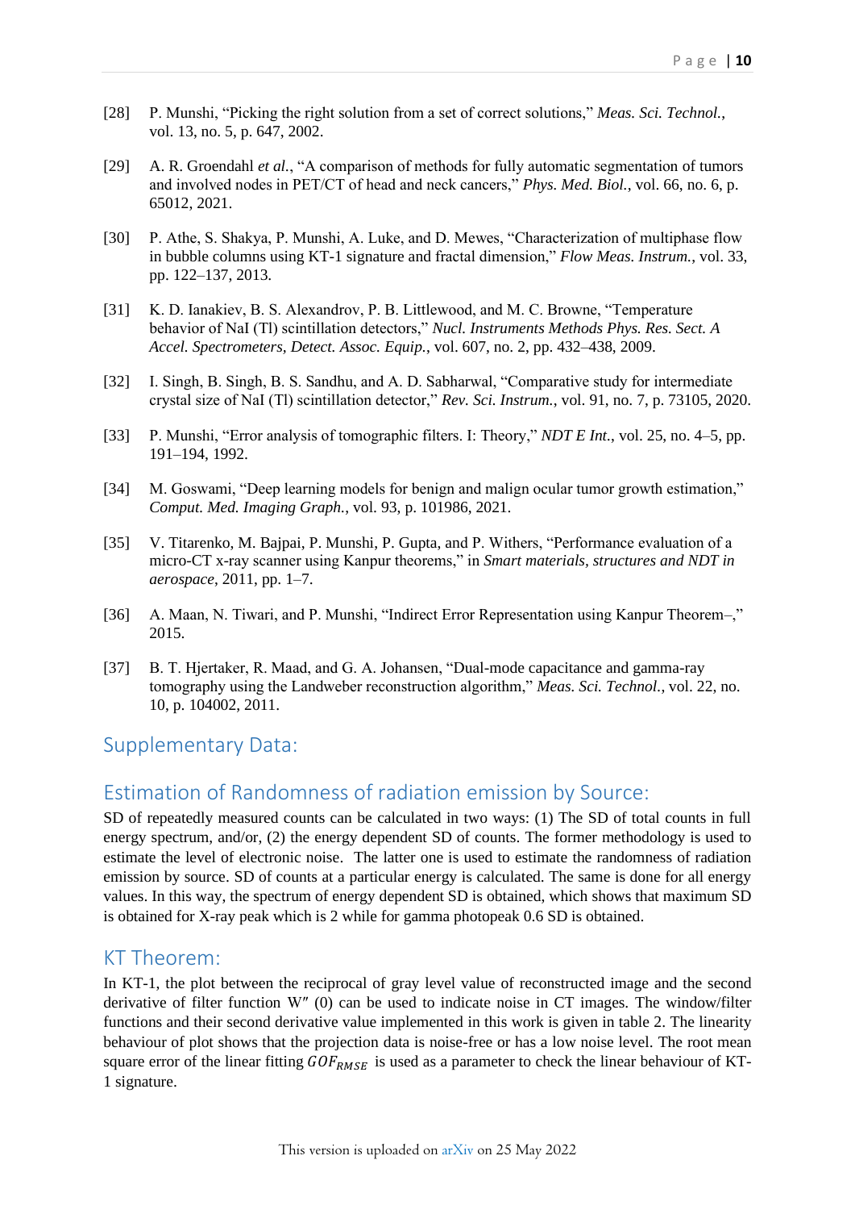[28] P. Munshi, “Picking the right solution from a set of correct solutions,” *Meas. Sci. Technol.*, vol. 13, no. 5, p. 647, 2002.

[29] A. R. Groendahl *et al.*, “A comparison of methods for fully automatic segmentation of tumors and involved nodes in PET/CT of head and neck cancers,” *Phys. Med. Biol.*, vol. 66, no. 6, p. 65012, 2021.

[30] P. Athe, S. Shakya, P. Munshi, A. Luke, and D. Mewes, “Characterization of multiphase flow in bubble columns using KT-1 signature and fractal dimension,” *Flow Meas. Instrum.*, vol. 33, pp. 122–137, 2013.

[31] K. D. Ianakiev, B. S. Alexandrov, P. B. Littlewood, and M. C. Browne, “Temperature behavior of NaI (Tl) scintillation detectors,” *Nucl. Instruments Methods Phys. Res. Sect. A Accel. Spectrometers, Detect. Assoc. Equip.*, vol. 607, no. 2, pp. 432–438, 2009.

[32] I. Singh, B. Singh, B. S. Sandhu, and A. D. Sabharwal, “Comparative study for intermediate crystal size of NaI (Tl) scintillation detector,” *Rev. Sci. Instrum.*, vol. 91, no. 7, p. 73105, 2020.

[33] P. Munshi, “Error analysis of tomographic filters. I: Theory,” *NDT E Int.*, vol. 25, no. 4–5, pp. 191–194, 1992.

[34] M. Goswami, “Deep learning models for benign and malign ocular tumor growth estimation,” *Comput. Med. Imaging Graph.*, vol. 93, p. 101986, 2021.

[35] V. Titarenko, M. Bajpai, P. Munshi, P. Gupta, and P. Withers, “Performance evaluation of a micro-CT x-ray scanner using Kanpur theorems,” in *Smart materials, structures and NDT in aerospace*, 2011, pp. 1–7.

[36] A. Maan, N. Tiwari, and P. Munshi, “Indirect Error Representation using Kanpur Theorem–,” 2015.

[37] B. T. Hjertaker, R. Maad, and G. A. Johansen, “Dual-mode capacitance and gamma-ray tomography using the Landweber reconstruction algorithm,” *Meas. Sci. Technol.*, vol. 22, no. 10, p. 104002, 2011.

## Supplementary Data:

## Estimation of Randomness of radiation emission by Source:

SD of repeatedly measured counts can be calculated in two ways: (1) The SD of total counts in full energy spectrum, and/or, (2) the energy dependent SD of counts. The former methodology is used to estimate the level of electronic noise. The latter one is used to estimate the randomness of radiation emission by source. SD of counts at a particular energy is calculated. The same is done for all energy values. In this way, the spectrum of energy dependent SD is obtained, which shows that maximum SD is obtained for X-ray peak which is 2 while for gamma photopeak 0.6 SD is obtained.

## KT Theorem:

In KT-1, the plot between the reciprocal of gray level value of reconstructed image and the second derivative of filter function $W''(0)$ can be used to indicate noise in CT images. The window/filter functions and their second derivative value implemented in this work is given in table 2. The linearity behaviour of plot shows that the projection data is noise-free or has a low noise level. The root mean square error of the linear fitting $GOF_{RMSE}$ is used as a parameter to check the linear behaviour of KT-1 signature.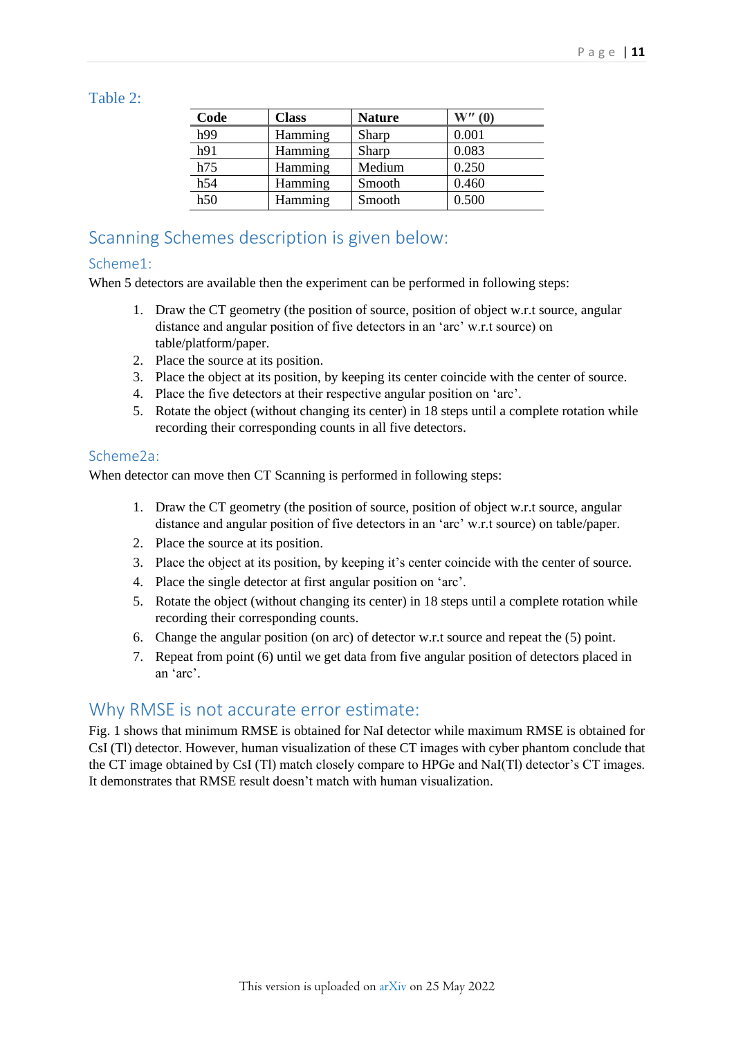Table 2:

| Code | Class | Nature | $W''(0)$ |
|---|---|---|---|
| h99 | Hamming | Sharp | 0.001 |
| h91 | Hamming | Sharp | 0.083 |
| h75 | Hamming | Medium | 0.250 |
| h54 | Hamming | Smooth | 0.460 |
| h50 | Hamming | Smooth | 0.500 |

## Scanning Schemes description is given below:

### Scheme1:

When 5 detectors are available then the experiment can be performed in following steps:

1. Draw the CT geometry (the position of source, position of object w.r.t source, angular distance and angular position of five detectors in an 'arc' w.r.t source) on table/platform/paper.
2. Place the source at its position.
3. Place the object at its position, by keeping its center coincide with the center of source.
4. Place the five detectors at their respective angular position on 'arc'.
5. Rotate the object (without changing its center) in 18 steps until a complete rotation while recording their corresponding counts in all five detectors.

### Scheme2a:

When detector can move then CT Scanning is performed in following steps:

1. Draw the CT geometry (the position of source, position of object w.r.t source, angular distance and angular position of five detectors in an 'arc' w.r.t source) on table/paper.
2. Place the source at its position.
3. Place the object at its position, by keeping it's center coincide with the center of source.
4. Place the single detector at first angular position on 'arc'.
5. Rotate the object (without changing its center) in 18 steps until a complete rotation while recording their corresponding counts.
6. Change the angular position (on arc) of detector w.r.t source and repeat the (5) point.
7. Repeat from point (6) until we get data from five angular position of detectors placed in an 'arc'.

## Why RMSE is not accurate error estimate:

Fig. 1 shows that minimum RMSE is obtained for NaI detector while maximum RMSE is obtained for CsI (Tl) detector. However, human visualization of these CT images with cyber phantom conclude that the CT image obtained by CsI (Tl) match closely compare to HPGe and NaI(Tl) detector's CT images. It demonstrates that RMSE result doesn't match with human visualization.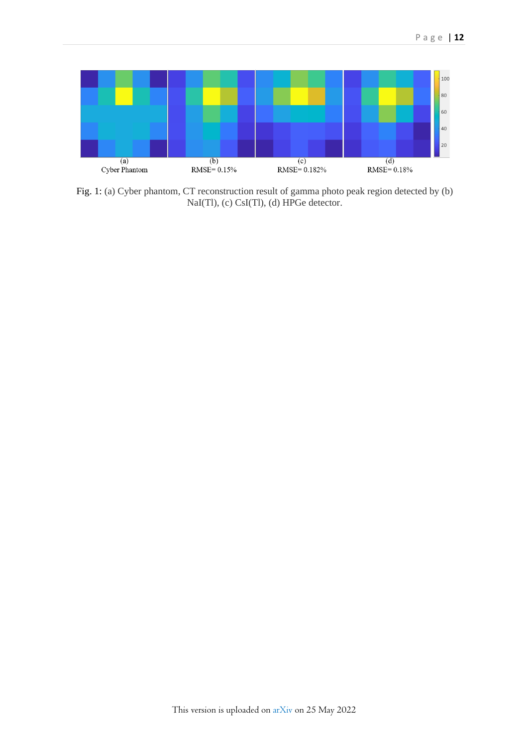(a)
Cyber Phantom

(b)
RMSE= 0.15%

(c)
RMSE= 0.182%

(d)
RMSE= 0.18%

100
80
60
40
20

Fig. 1: (a) Cyber phantom, CT reconstruction result of gamma photo peak region detected by (b) NaI(Tl), (c) CsI(Tl), (d) HPGe detector.

This version is uploaded on arXiv on 25 May 2022